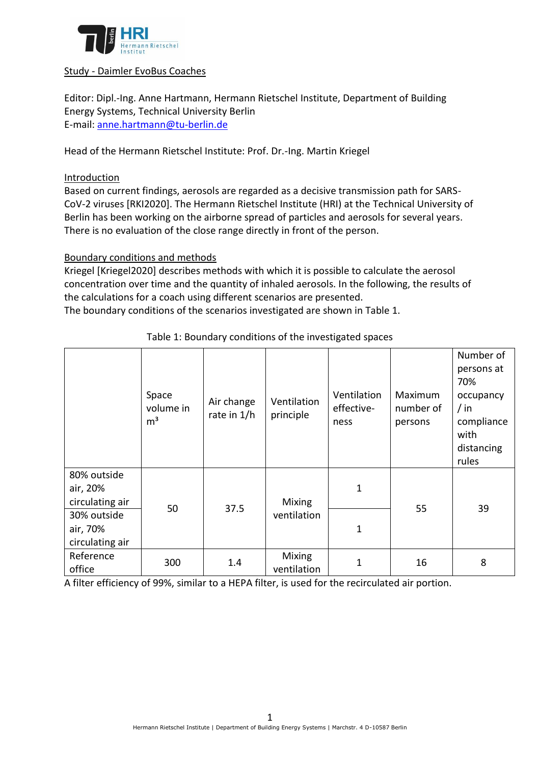## Study - Daimler EvoBus Coaches

Editor: Dipl.-Ing. Anne Hartmann, Hermann Rietschel Institute, Department of Building Energy Systems, Technical University Berlin
E-mail: anne.hartmann@tu-berlin.de

Head of the Hermann Rietschel Institute: Prof. Dr.-Ing. Martin Kriegel

### Introduction

Based on current findings, aerosols are regarded as a decisive transmission path for SARS-CoV-2 viruses [RKI2020]. The Hermann Rietschel Institute (HRI) at the Technical University of Berlin has been working on the airborne spread of particles and aerosols for several years. There is no evaluation of the close range directly in front of the person.

### Boundary conditions and methods

Kriegel [Kriegel2020] describes methods with which it is possible to calculate the aerosol concentration over time and the quantity of inhaled aerosols. In the following, the results of the calculations for a coach using different scenarios are presented.
The boundary conditions of the scenarios investigated are shown in Table 1.

Table 1: Boundary conditions of the investigated spaces

| | Space volume in $m^3$ | Air change rate in 1/h | Ventilation principle | Ventilation effective-ness | Maximum number of persons | Number of persons at 70% occupancy / in compliance with distancing rules |
|---|---|---|---|---|---|---|
| 80% outside air, 20% circulating air | 50 | 37.5 | Mixing ventilation | 1 | 55 | 39 |
| 30% outside air, 70% circulating air | 50 | 37.5 | Mixing ventilation | 1 | 55 | 39 |
| Reference office | 300 | 1.4 | Mixing ventilation | 1 | 16 | 8 |

A filter efficiency of 99%, similar to a HEPA filter, is used for the recirculated air portion.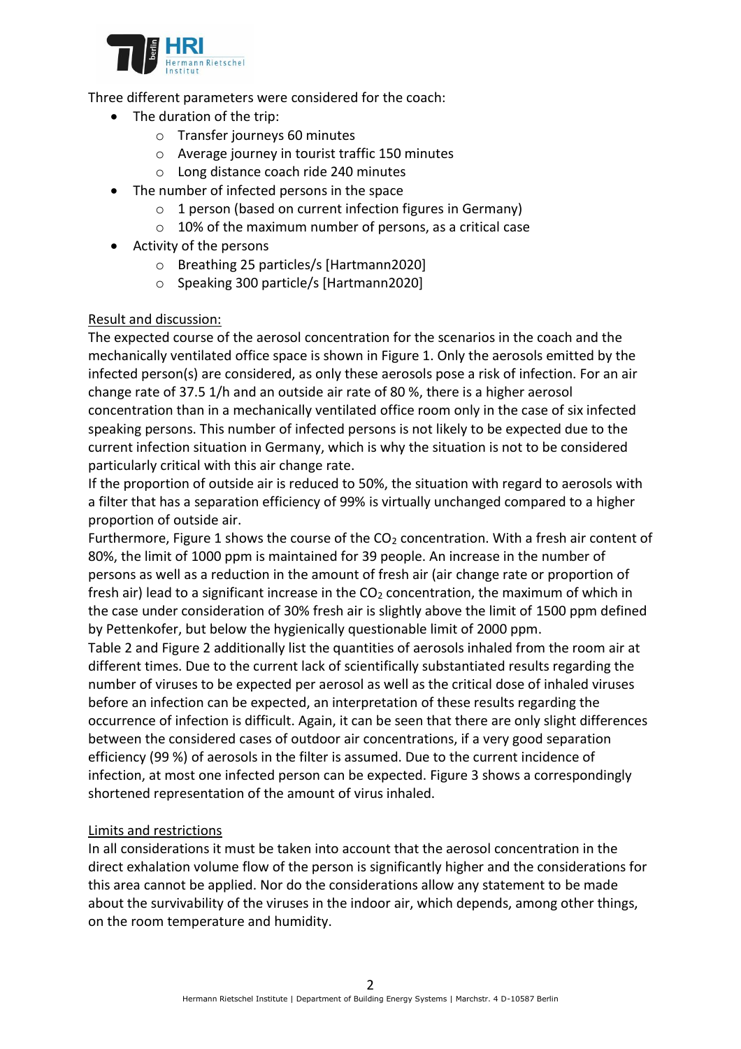Three different parameters were considered for the coach:

- The duration of the trip:
  - Transfer journeys 60 minutes
  - Average journey in tourist traffic 150 minutes
  - Long distance coach ride 240 minutes
- The number of infected persons in the space
  - 1 person (based on current infection figures in Germany)
  - 10% of the maximum number of persons, as a critical case
- Activity of the persons
  - Breathing 25 particles/s [Hartmann2020]
  - Speaking 300 particle/s [Hartmann2020]

<u>Result and discussion:</u>

The expected course of the aerosol concentration for the scenarios in the coach and the mechanically ventilated office space is shown in Figure 1. Only the aerosols emitted by the infected person(s) are considered, as only these aerosols pose a risk of infection. For an air change rate of 37.5 1/h and an outside air rate of 80 %, there is a higher aerosol concentration than in a mechanically ventilated office room only in the case of six infected speaking persons. This number of infected persons is not likely to be expected due to the current infection situation in Germany, which is why the situation is not to be considered particularly critical with this air change rate.

If the proportion of outside air is reduced to 50%, the situation with regard to aerosols with a filter that has a separation efficiency of 99% is virtually unchanged compared to a higher proportion of outside air.

Furthermore, Figure 1 shows the course of the $CO_2$ concentration. With a fresh air content of 80%, the limit of 1000 ppm is maintained for 39 people. An increase in the number of persons as well as a reduction in the amount of fresh air (air change rate or proportion of fresh air) lead to a significant increase in the $CO_2$ concentration, the maximum of which in the case under consideration of 30% fresh air is slightly above the limit of 1500 ppm defined by Pettenkofer, but below the hygienically questionable limit of 2000 ppm.

Table 2 and Figure 2 additionally list the quantities of aerosols inhaled from the room air at different times. Due to the current lack of scientifically substantiated results regarding the number of viruses to be expected per aerosol as well as the critical dose of inhaled viruses before an infection can be expected, an interpretation of these results regarding the occurrence of infection is difficult. Again, it can be seen that there are only slight differences between the considered cases of outdoor air concentrations, if a very good separation efficiency (99 %) of aerosols in the filter is assumed. Due to the current incidence of infection, at most one infected person can be expected. Figure 3 shows a correspondingly shortened representation of the amount of virus inhaled.

<u>Limits and restrictions</u>

In all considerations it must be taken into account that the aerosol concentration in the direct exhalation volume flow of the person is significantly higher and the considerations for this area cannot be applied. Nor do the considerations allow any statement to be made about the survivability of the viruses in the indoor air, which depends, among other things, on the room temperature and humidity.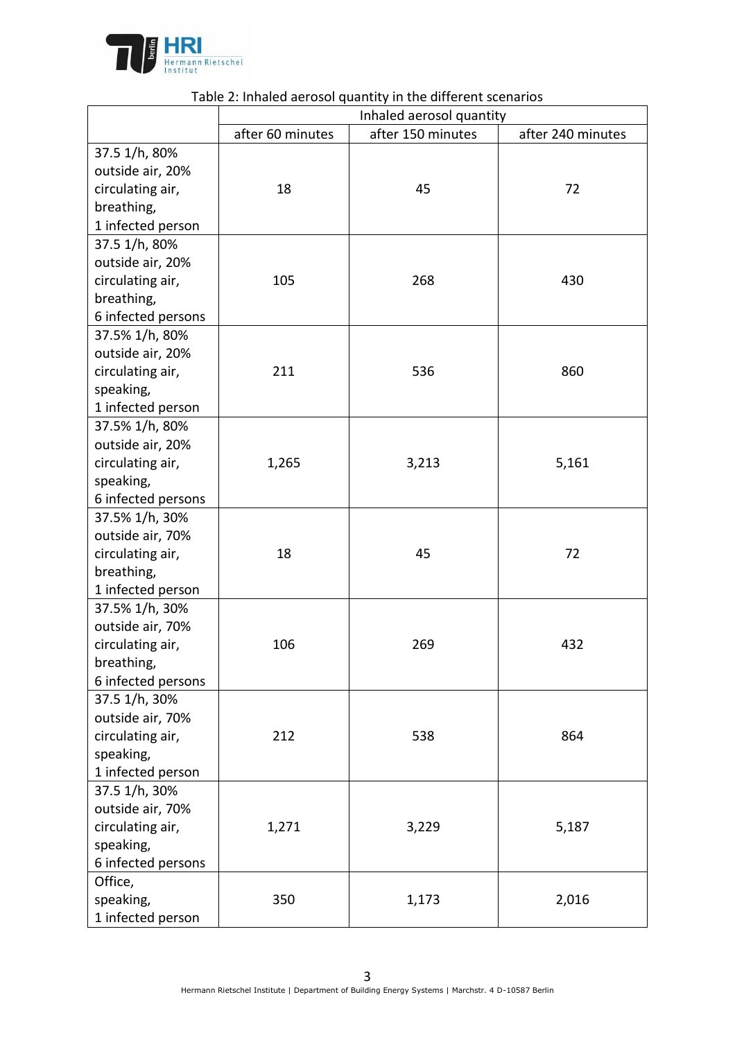Table 2: Inhaled aerosol quantity in the different scenarios

| | Inhaled aerosol quantity | | |
|---|---|---|---|
| | after 60 minutes | after 150 minutes | after 240 minutes |
| 37.5 1/h, 80% outside air, 20% circulating air, breathing, 1 infected person | 18 | 45 | 72 |
| 37.5 1/h, 80% outside air, 20% circulating air, breathing, 6 infected persons | 105 | 268 | 430 |
| 37.5% 1/h, 80% outside air, 20% circulating air, speaking, 1 infected person | 211 | 536 | 860 |
| 37.5% 1/h, 80% outside air, 20% circulating air, speaking, 6 infected persons | 1,265 | 3,213 | 5,161 |
| 37.5% 1/h, 30% outside air, 70% circulating air, breathing, 1 infected person | 18 | 45 | 72 |
| 37.5% 1/h, 30% outside air, 70% circulating air, breathing, 6 infected persons | 106 | 269 | 432 |
| 37.5 1/h, 30% outside air, 70% circulating air, speaking, 1 infected person | 212 | 538 | 864 |
| 37.5 1/h, 30% outside air, 70% circulating air, speaking, 6 infected persons | 1,271 | 3,229 | 5,187 |
| Office, speaking, 1 infected person | 350 | 1,173 | 2,016 |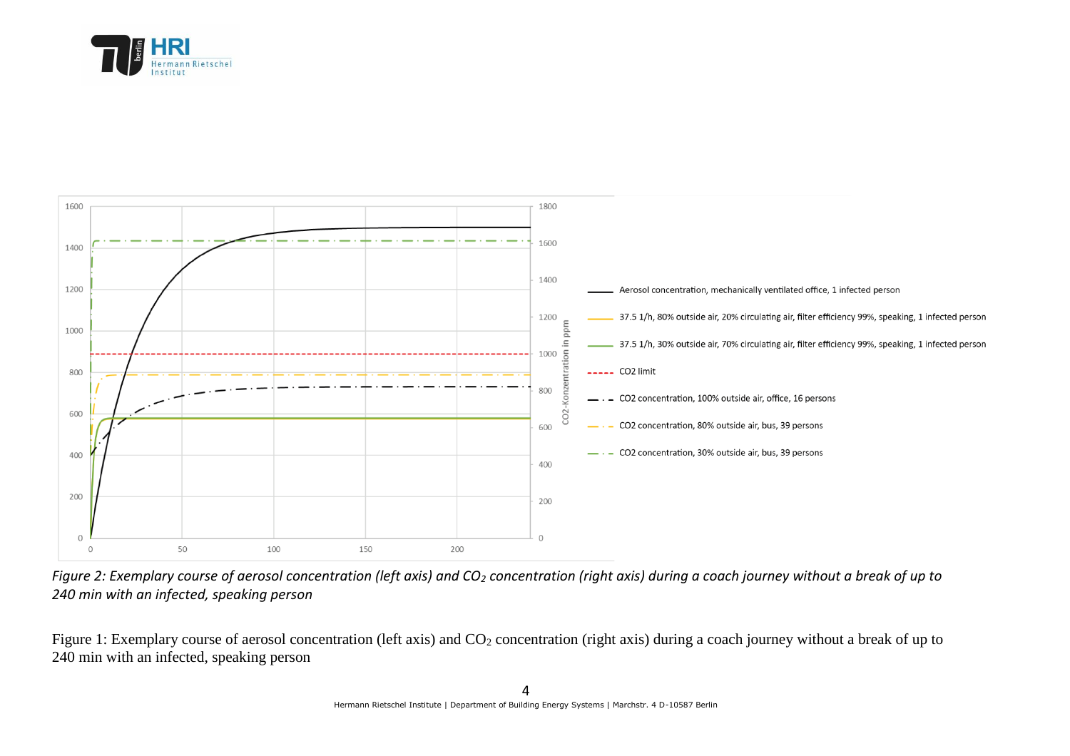*Figure 2: Exemplary course of aerosol concentration (left axis) and $CO_2$ concentration (right axis) during a coach journey without a break of up to 240 min with an infected, speaking person*

Figure 1: Exemplary course of aerosol concentration (left axis) and $CO_2$ concentration (right axis) during a coach journey without a break of up to 240 min with an infected, speaking person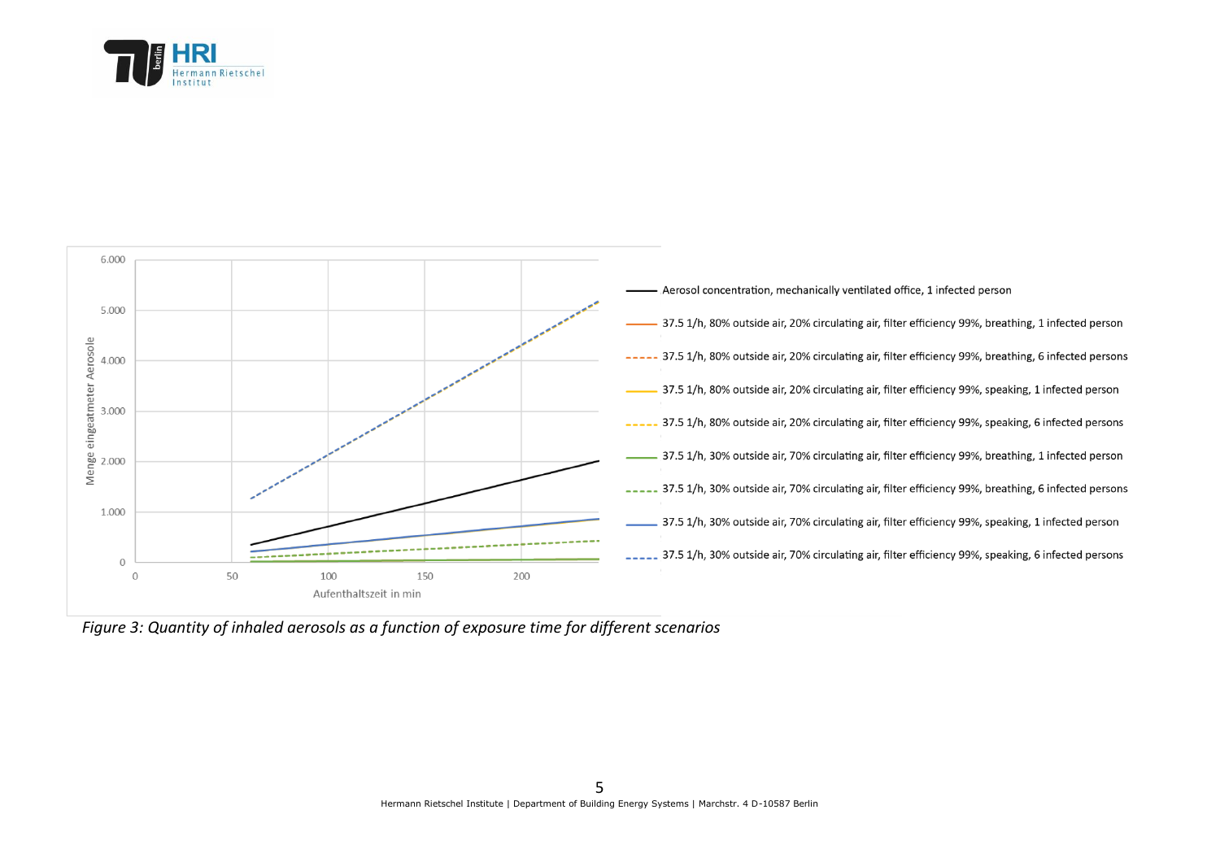Figure 3: Quantity of inhaled aerosols as a function of exposure time for different scenarios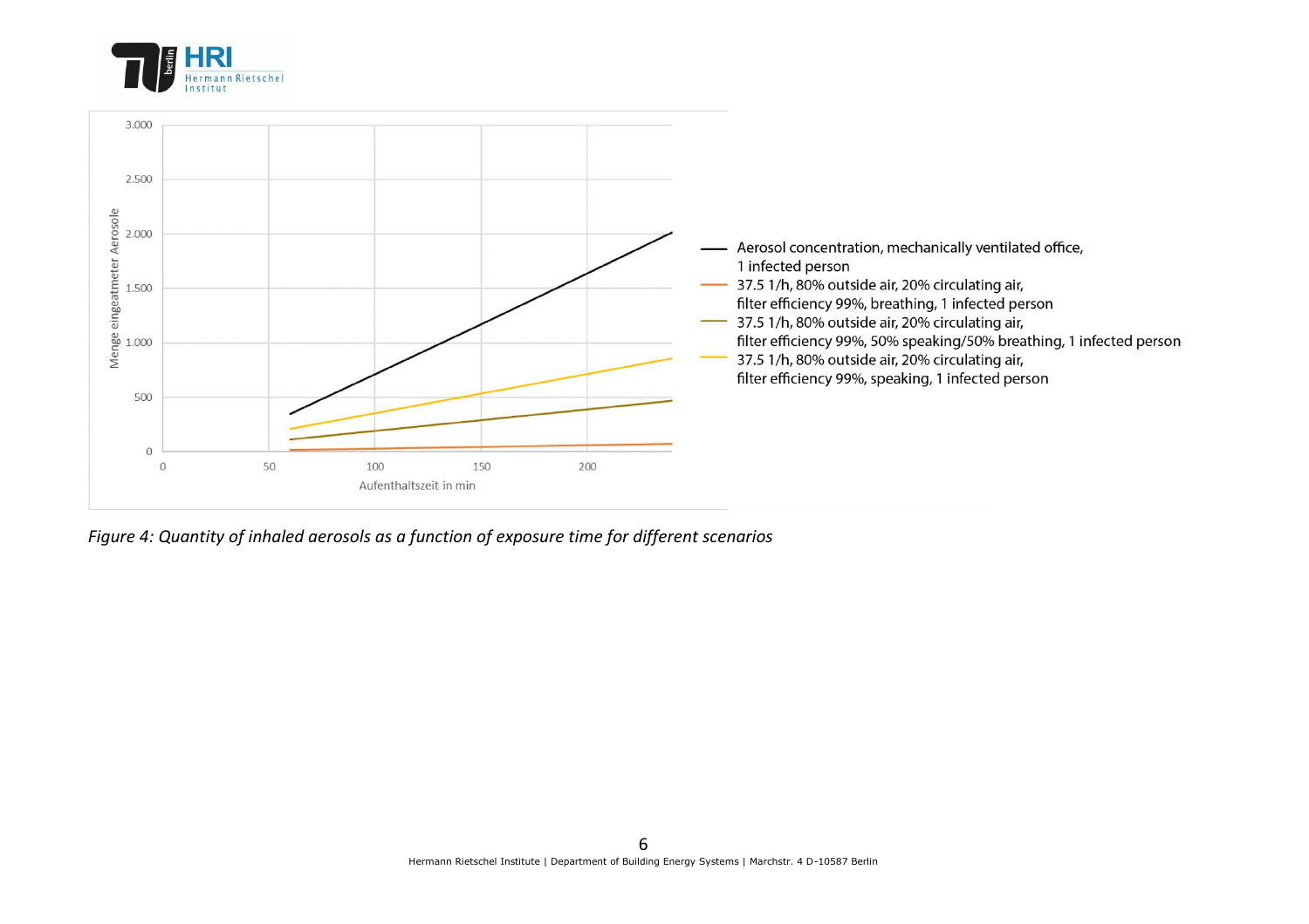Figure 4: *Quantity of inhaled aerosols as a function of exposure time for different scenarios*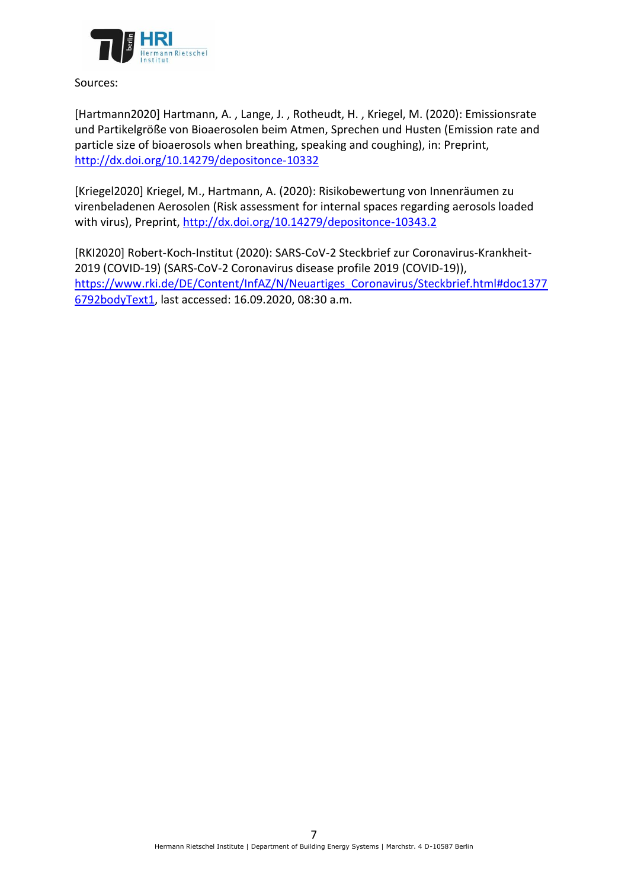Sources:

[Hartmann2020] Hartmann, A. , Lange, J. , Rotheudt, H. , Kriegel, M. (2020): Emissionsrate und Partikelgröße von Bioaerosolen beim Atmen, Sprechen und Husten (Emission rate and particle size of bioaerosols when breathing, speaking and coughing), in: Preprint, http://dx.doi.org/10.14279/depositonce-10332

[Kriegel2020] Kriegel, M., Hartmann, A. (2020): Risikobewertung von Innenräumen zu virenbeladenen Aerosolen (Risk assessment for internal spaces regarding aerosols loaded with virus), Preprint, http://dx.doi.org/10.14279/depositonce-10343.2

[RKI2020] Robert-Koch-Institut (2020): SARS-CoV-2 Steckbrief zur Coronavirus-Krankheit-2019 (COVID-19) (SARS-CoV-2 Coronavirus disease profile 2019 (COVID-19)), https://www.rki.de/DE/Content/InfAZ/N/Neuartiges_Coronavirus/Steckbrief.html#doc13776792bodyText1, last accessed: 16.09.2020, 08:30 a.m.